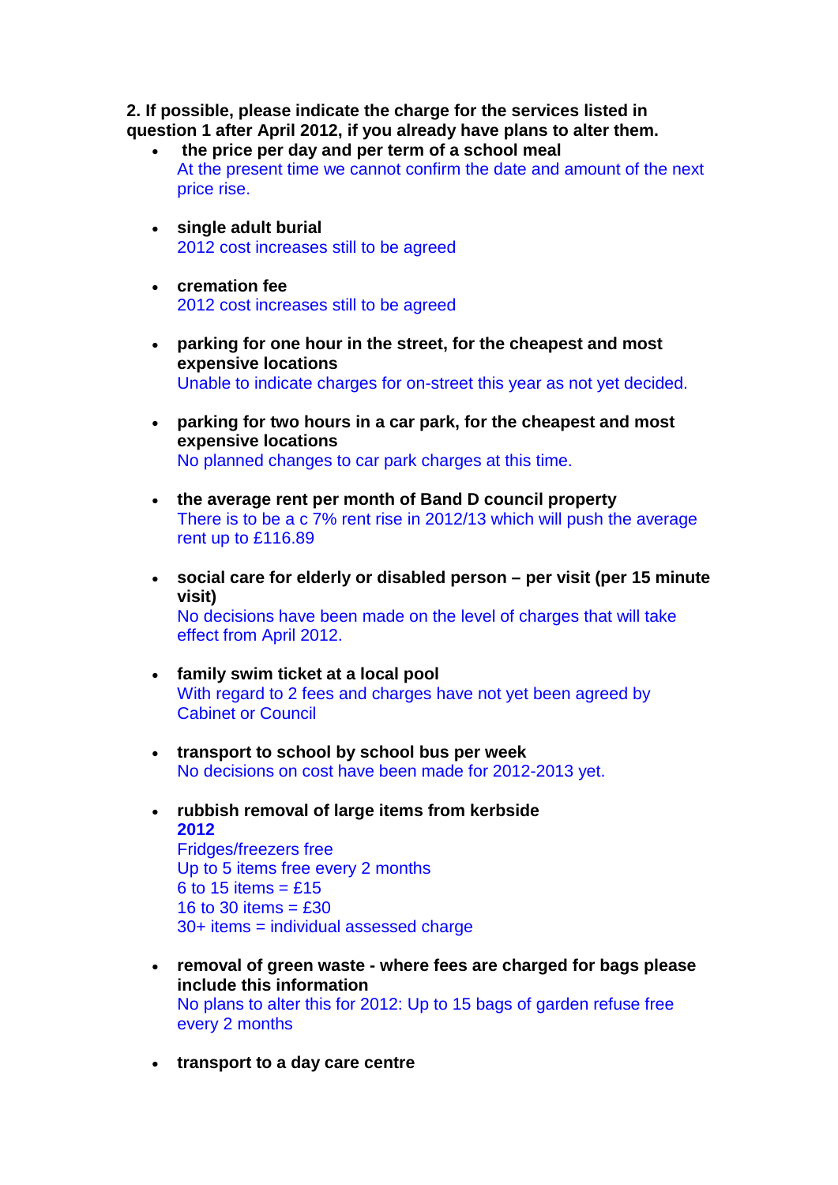**2. If possible, please indicate the charge for the services listed in question 1 after April 2012, if you already have plans to alter them.**

- **the price per day and per term of a school meal**
  At the present time we cannot confirm the date and amount of the next price rise.

- **single adult burial**
  2012 cost increases still to be agreed

- **cremation fee**
  2012 cost increases still to be agreed

- **parking for one hour in the street, for the cheapest and most expensive locations**
  Unable to indicate charges for on-street this year as not yet decided.

- **parking for two hours in a car park, for the cheapest and most expensive locations**
  No planned changes to car park charges at this time.

- **the average rent per month of Band D council property**
  There is to be a c 7% rent rise in 2012/13 which will push the average rent up to £116.89

- **social care for elderly or disabled person – per visit (per 15 minute visit)**
  No decisions have been made on the level of charges that will take effect from April 2012.

- **family swim ticket at a local pool**
  With regard to 2 fees and charges have not yet been agreed by Cabinet or Council

- **transport to school by school bus per week**
  No decisions on cost have been made for 2012-2013 yet.

- **rubbish removal of large items from kerbside**
  **2012**
  Fridges/freezers free
  Up to 5 items free every 2 months
  6 to 15 items = £15
  16 to 30 items = £30
  30+ items = individual assessed charge

- **removal of green waste - where fees are charged for bags please include this information**
  No plans to alter this for 2012: Up to 15 bags of garden refuse free every 2 months

- **transport to a day care centre**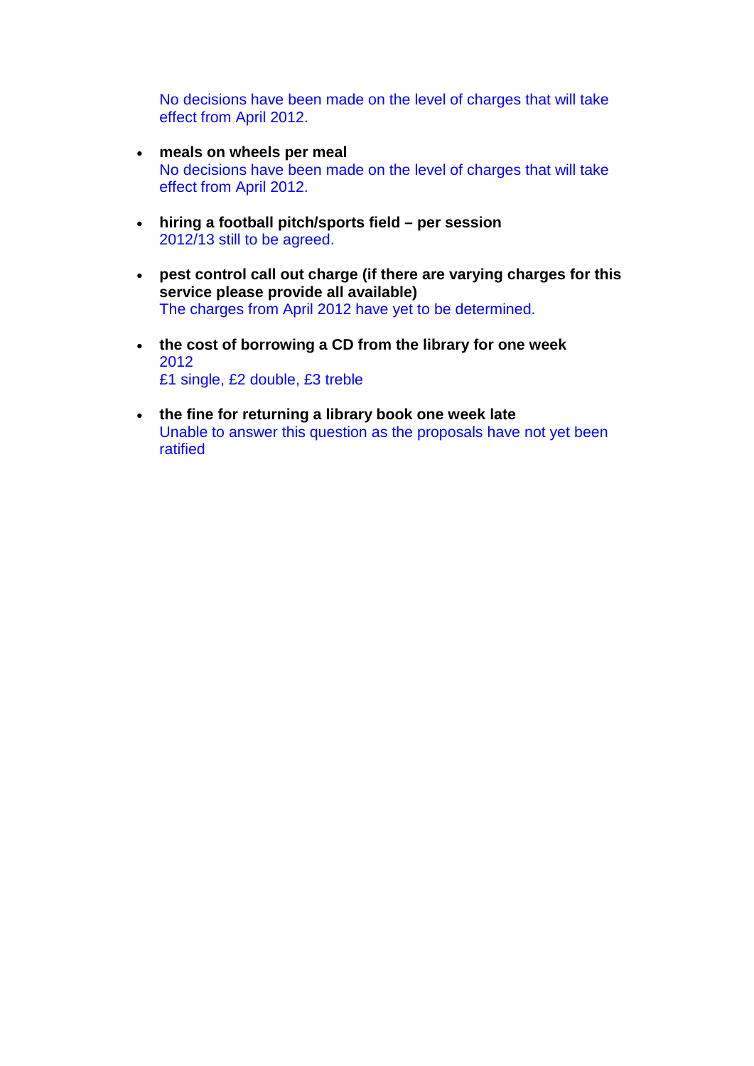No decisions have been made on the level of charges that will take effect from April 2012.

- **meals on wheels per meal**
  No decisions have been made on the level of charges that will take effect from April 2012.

- **hiring a football pitch/sports field – per session**
  2012/13 still to be agreed.

- **pest control call out charge (if there are varying charges for this service please provide all available)**
  The charges from April 2012 have yet to be determined.

- **the cost of borrowing a CD from the library for one week**
  2012
  £1 single, £2 double, £3 treble

- **the fine for returning a library book one week late**
  Unable to answer this question as the proposals have not yet been ratified